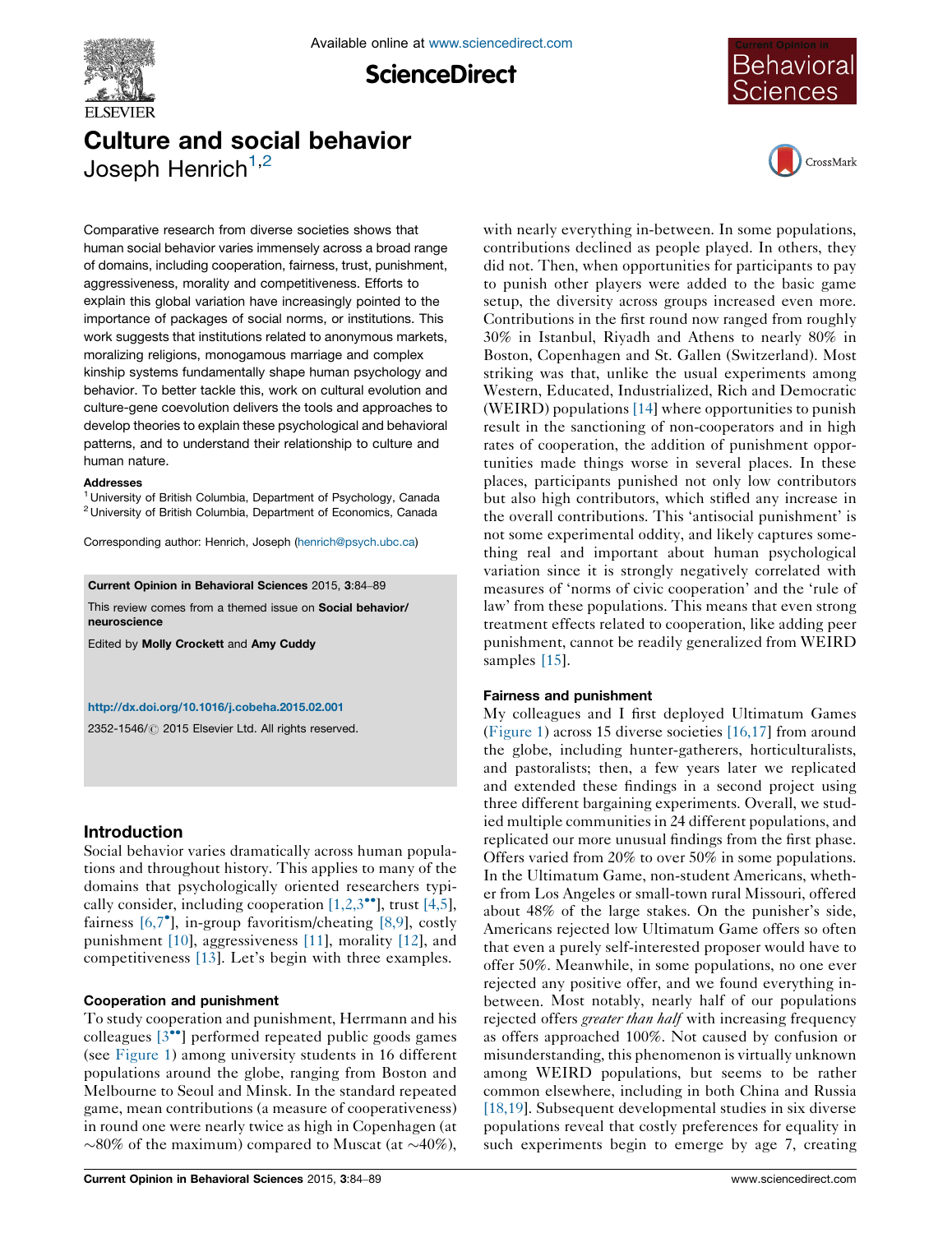# Culture and social behavior

Joseph Henrich[1,2]

Comparative research from diverse societies shows that human social behavior varies immensely across a broad range of domains, including cooperation, fairness, trust, punishment, aggressiveness, morality and competitiveness. Efforts to explain this global variation have increasingly pointed to the importance of packages of social norms, or institutions. This work suggests that institutions related to anonymous markets, moralizing religions, monogamous marriage and complex kinship systems fundamentally shape human psychology and behavior. To better tackle this, work on cultural evolution and culture-gene coevolution delivers the tools and approaches to develop theories to explain these psychological and behavioral patterns, and to understand their relationship to culture and human nature.

**Addresses**

[1] University of British Columbia, Department of Psychology, Canada
[2] University of British Columbia, Department of Economics, Canada

Corresponding author: Henrich, Joseph (henrich@psych.ubc.ca)

**Current Opinion in Behavioral Sciences** 2015, **3**:84–89

This review comes from a themed issue on **Social behavior/neuroscience**

Edited by **Molly Crockett** and **Amy Cuddy**

http://dx.doi.org/10.1016/j.cobeha.2015.02.001

2352-1546/© 2015 Elsevier Ltd. All rights reserved.

## Introduction

Social behavior varies dramatically across human populations and throughout history. This applies to many of the domains that psychologically oriented researchers typically consider, including cooperation [1,2,3••], trust [4,5], fairness [6,7•], in-group favoritism/cheating [8,9], costly punishment [10], aggressiveness [11], morality [12], and competitiveness [13]. Let's begin with three examples.

### Cooperation and punishment

To study cooperation and punishment, Herrmann and his colleagues [3••] performed repeated public goods games (see Figure 1) among university students in 16 different populations around the globe, ranging from Boston and Melbourne to Seoul and Minsk. In the standard repeated game, mean contributions (a measure of cooperativeness) in round one were nearly twice as high in Copenhagen (at ~80% of the maximum) compared to Muscat (at ~40%), with nearly everything in-between. In some populations, contributions declined as people played. In others, they did not. Then, when opportunities for participants to pay to punish other players were added to the basic game setup, the diversity across groups increased even more. Contributions in the first round now ranged from roughly 30% in Istanbul, Riyadh and Athens to nearly 80% in Boston, Copenhagen and St. Gallen (Switzerland). Most striking was that, unlike the usual experiments among Western, Educated, Industrialized, Rich and Democratic (WEIRD) populations [14] where opportunities to punish result in the sanctioning of non-cooperators and in high rates of cooperation, the addition of punishment opportunities made things worse in several places. In these places, participants punished not only low contributors but also high contributors, which stifled any increase in the overall contributions. This 'antisocial punishment' is not some experimental oddity, and likely captures something real and important about human psychological variation since it is strongly negatively correlated with measures of 'norms of civic cooperation' and the 'rule of law' from these populations. This means that even strong treatment effects related to cooperation, like adding peer punishment, cannot be readily generalized from WEIRD samples [15].

### Fairness and punishment

My colleagues and I first deployed Ultimatum Games (Figure 1) across 15 diverse societies [16,17] from around the globe, including hunter-gatherers, horticulturalists, and pastoralists; then, a few years later we replicated and extended these findings in a second project using three different bargaining experiments. Overall, we studied multiple communities in 24 different populations, and replicated our more unusual findings from the first phase. Offers varied from 20% to over 50% in some populations. In the Ultimatum Game, non-student Americans, whether from Los Angeles or small-town rural Missouri, offered about 48% of the large stakes. On the punisher's side, Americans rejected low Ultimatum Game offers so often that even a purely self-interested proposer would have to offer 50%. Meanwhile, in some populations, no one ever rejected any positive offer, and we found everything in-between. Most notably, nearly half of our populations rejected offers *greater than half* with increasing frequency as offers approached 100%. Not caused by confusion or misunderstanding, this phenomenon is virtually unknown among WEIRD populations, but seems to be rather common elsewhere, including in both China and Russia [18,19]. Subsequent developmental studies in six diverse populations reveal that costly preferences for equality in such experiments begin to emerge by age 7, creating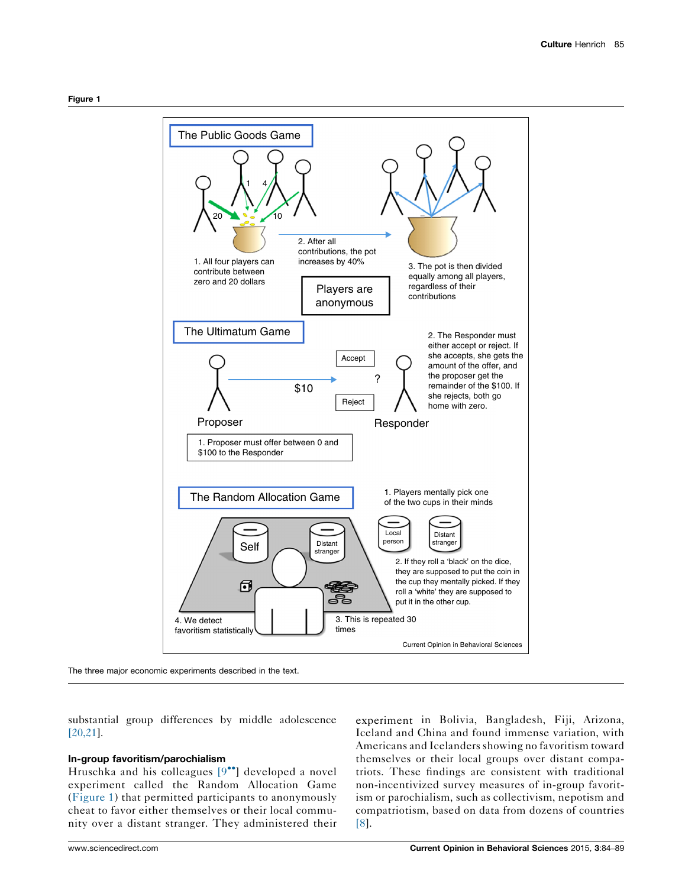**Figure 1**

The Public Goods Game

1. All four players can contribute between zero and 20 dollars

2. After all contributions, the pot increases by 40%

3. The pot is then divided equally among all players, regardless of their contributions

Players are anonymous

The Ultimatum Game

1. Proposer must offer between 0 and $100 to the Responder

2. The Responder must either accept or reject. If she accepts, she gets the amount of the offer, and the proposer get the remainder of the $100. If she rejects, both go home with zero.

The Random Allocation Game

1. Players mentally pick one of the two cups in their minds

2. If they roll a 'black' on the dice, they are supposed to put the coin in the cup they mentally picked. If they roll a 'white' they are supposed to put it in the other cup.

3. This is repeated 30 times

4. We detect favoritism statistically

The three major economic experiments described in the text.

substantial group differences by middle adolescence [20,21].

### In-group favoritism/parochialism

Hruschka and his colleagues [9••] developed a novel experiment called the Random Allocation Game (Figure 1) that permitted participants to anonymously cheat to favor either themselves or their local community over a distant stranger. They administered their experiment in Bolivia, Bangladesh, Fiji, Arizona, Iceland and China and found immense variation, with Americans and Icelanders showing no favoritism toward themselves or their local groups over distant compatriots. These findings are consistent with traditional non-incentivized survey measures of in-group favoritism or parochialism, such as collectivism, nepotism and compatriotism, based on data from dozens of countries [8].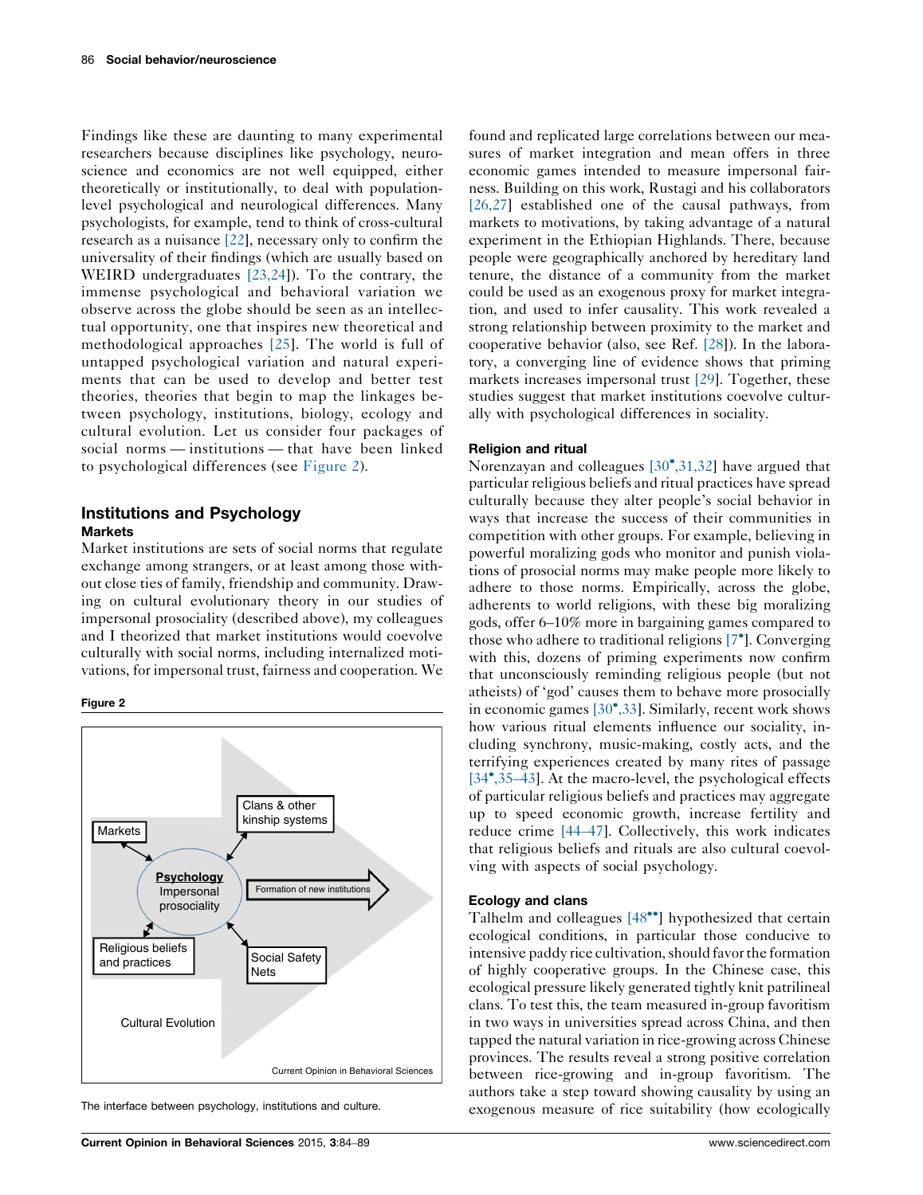Findings like these are daunting to many experimental researchers because disciplines like psychology, neuroscience and economics are not well equipped, either theoretically or institutionally, to deal with population-level psychological and neurological differences. Many psychologists, for example, tend to think of cross-cultural research as a nuisance [22], necessary only to confirm the universality of their findings (which are usually based on WEIRD undergraduates [23,24]). To the contrary, the immense psychological and behavioral variation we observe across the globe should be seen as an intellectual opportunity, one that inspires new theoretical and methodological approaches [25]. The world is full of untapped psychological variation and natural experiments that can be used to develop and better test theories, theories that begin to map the linkages between psychology, institutions, biology, ecology and cultural evolution. Let us consider four packages of social norms — institutions — that have been linked to psychological differences (see Figure 2).

## Institutions and Psychology

### Markets

Market institutions are sets of social norms that regulate exchange among strangers, or at least among those without close ties of family, friendship and community. Drawing on cultural evolutionary theory in our studies of impersonal prosociality (described above), my colleagues and I theorized that market institutions would coevolve culturally with social norms, including internalized motivations, for impersonal trust, fairness and cooperation. We found and replicated large correlations between our measures of market integration and mean offers in three economic games intended to measure impersonal fairness. Building on this work, Rustagi and his collaborators [26,27] established one of the causal pathways, from markets to motivations, by taking advantage of a natural experiment in the Ethiopian Highlands. There, because people were geographically anchored by hereditary land tenure, the distance of a community from the market could be used as an exogenous proxy for market integration, and used to infer causality. This work revealed a strong relationship between proximity to the market and cooperative behavior (also, see Ref. [28]). In the laboratory, a converging line of evidence shows that priming markets increases impersonal trust [29]. Together, these studies suggest that market institutions coevolve culturally with psychological differences in sociality.

**Figure 2**

The interface between psychology, institutions and culture.

### Religion and ritual

Norenzayan and colleagues [30•,31,32] have argued that particular religious beliefs and ritual practices have spread culturally because they alter people's social behavior in ways that increase the success of their communities in competition with other groups. For example, believing in powerful moralizing gods who monitor and punish violations of prosocial norms may make people more likely to adhere to those norms. Empirically, across the globe, adherents to world religions, with these big moralizing gods, offer 6–10% more in bargaining games compared to those who adhere to traditional religions [7•]. Converging with this, dozens of priming experiments now confirm that unconsciously reminding religious people (but not atheists) of 'god' causes them to behave more prosocially in economic games [30•,33]. Similarly, recent work shows how various ritual elements influence our sociality, including synchrony, music-making, costly acts, and the terrifying experiences created by many rites of passage [34•,35–43]. At the macro-level, the psychological effects of particular religious beliefs and practices may aggregate up to speed economic growth, increase fertility and reduce crime [44–47]. Collectively, this work indicates that religious beliefs and rituals are also cultural coevolving with aspects of social psychology.

### Ecology and clans

Talhelm and colleagues [48••] hypothesized that certain ecological conditions, in particular those conducive to intensive paddy rice cultivation, should favor the formation of highly cooperative groups. In the Chinese case, this ecological pressure likely generated tightly knit patrilineal clans. To test this, the team measured in-group favoritism in two ways in universities spread across China, and then tapped the natural variation in rice-growing across Chinese provinces. The results reveal a strong positive correlation between rice-growing and in-group favoritism. The authors take a step toward showing causality by using an exogenous measure of rice suitability (how ecologically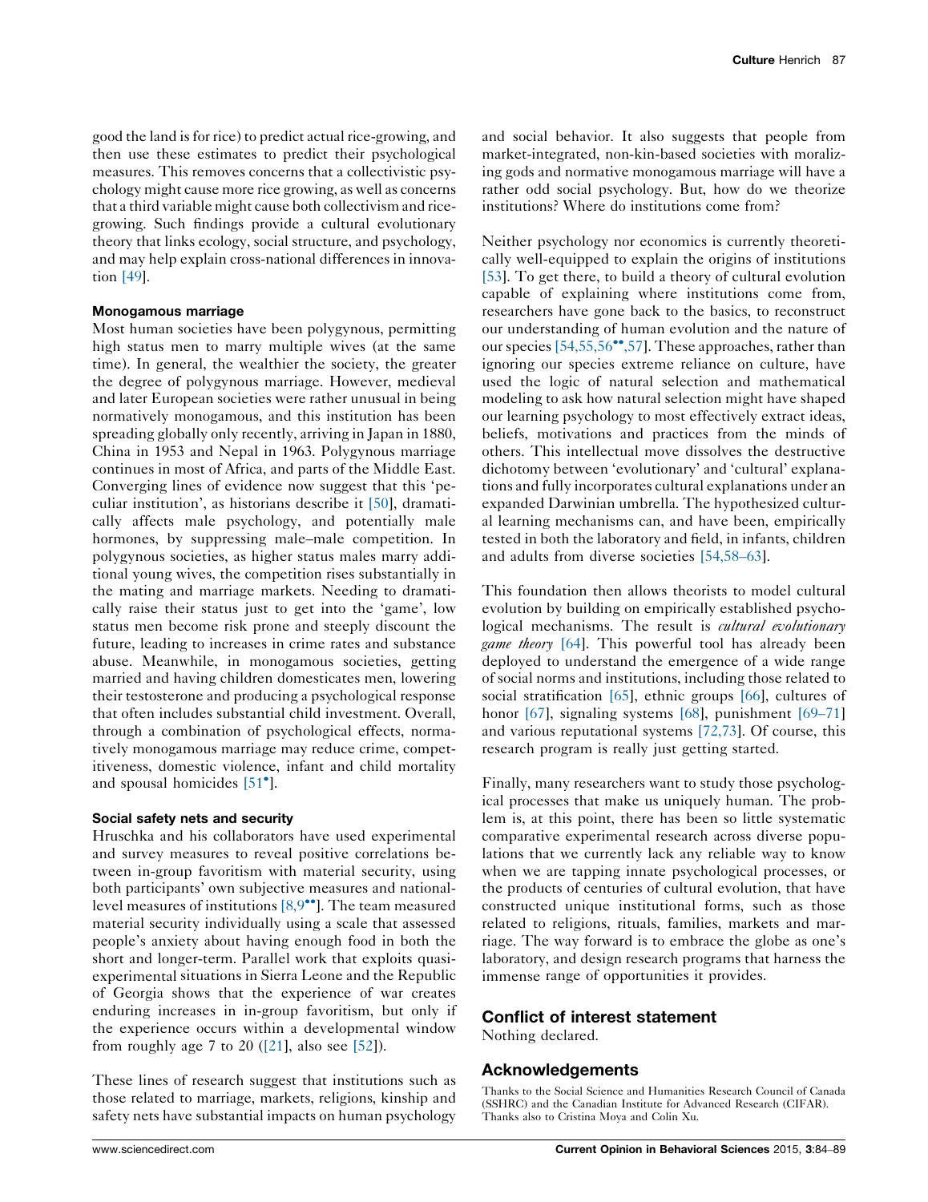good the land is for rice) to predict actual rice-growing, and then use these estimates to predict their psychological measures. This removes concerns that a collectivistic psychology might cause more rice growing, as well as concerns that a third variable might cause both collectivism and rice-growing. Such findings provide a cultural evolutionary theory that links ecology, social structure, and psychology, and may help explain cross-national differences in innovation [49].

### Monogamous marriage

Most human societies have been polygynous, permitting high status men to marry multiple wives (at the same time). In general, the wealthier the society, the greater the degree of polygynous marriage. However, medieval and later European societies were rather unusual in being normatively monogamous, and this institution has been spreading globally only recently, arriving in Japan in 1880, China in 1953 and Nepal in 1963. Polygynous marriage continues in most of Africa, and parts of the Middle East. Converging lines of evidence now suggest that this 'peculiar institution', as historians describe it [50], dramatically affects male psychology, and potentially male hormones, by suppressing male–male competition. In polygynous societies, as higher status males marry additional young wives, the competition rises substantially in the mating and marriage markets. Needing to dramatically raise their status just to get into the 'game', low status men become risk prone and steeply discount the future, leading to increases in crime rates and substance abuse. Meanwhile, in monogamous societies, getting married and having children domesticates men, lowering their testosterone and producing a psychological response that often includes substantial child investment. Overall, through a combination of psychological effects, normatively monogamous marriage may reduce crime, competitiveness, domestic violence, infant and child mortality and spousal homicides [51•].

### Social safety nets and security

Hruschka and his collaborators have used experimental and survey measures to reveal positive correlations between in-group favoritism with material security, using both participants' own subjective measures and national-level measures of institutions [8,9••]. The team measured material security individually using a scale that assessed people's anxiety about having enough food in both the short and longer-term. Parallel work that exploits quasi-experimental situations in Sierra Leone and the Republic of Georgia shows that the experience of war creates enduring increases in in-group favoritism, but only if the experience occurs within a developmental window from roughly age 7 to 20 ([21], also see [52]).

These lines of research suggest that institutions such as those related to marriage, markets, religions, kinship and safety nets have substantial impacts on human psychology and social behavior. It also suggests that people from market-integrated, non-kin-based societies with moralizing gods and normative monogamous marriage will have a rather odd social psychology. But, how do we theorize institutions? Where do institutions come from?

Neither psychology nor economics is currently theoretically well-equipped to explain the origins of institutions [53]. To get there, to build a theory of cultural evolution capable of explaining where institutions come from, researchers have gone back to the basics, to reconstruct our understanding of human evolution and the nature of our species [54,55,56••,57]. These approaches, rather than ignoring our species extreme reliance on culture, have used the logic of natural selection and mathematical modeling to ask how natural selection might have shaped our learning psychology to most effectively extract ideas, beliefs, motivations and practices from the minds of others. This intellectual move dissolves the destructive dichotomy between 'evolutionary' and 'cultural' explanations and fully incorporates cultural explanations under an expanded Darwinian umbrella. The hypothesized cultural learning mechanisms can, and have been, empirically tested in both the laboratory and field, in infants, children and adults from diverse societies [54,58–63].

This foundation then allows theorists to model cultural evolution by building on empirically established psychological mechanisms. The result is *cultural evolutionary game theory* [64]. This powerful tool has already been deployed to understand the emergence of a wide range of social norms and institutions, including those related to social stratification [65], ethnic groups [66], cultures of honor [67], signaling systems [68], punishment [69–71] and various reputational systems [72,73]. Of course, this research program is really just getting started.

Finally, many researchers want to study those psychological processes that make us uniquely human. The problem is, at this point, there has been so little systematic comparative experimental research across diverse populations that we currently lack any reliable way to know when we are tapping innate psychological processes, or the products of centuries of cultural evolution, that have constructed unique institutional forms, such as those related to religions, rituals, families, markets and marriage. The way forward is to embrace the globe as one's laboratory, and design research programs that harness the immense range of opportunities it provides.

## Conflict of interest statement

Nothing declared.

## Acknowledgements

Thanks to the Social Science and Humanities Research Council of Canada (SSHRC) and the Canadian Institute for Advanced Research (CIFAR). Thanks also to Cristina Moya and Colin Xu.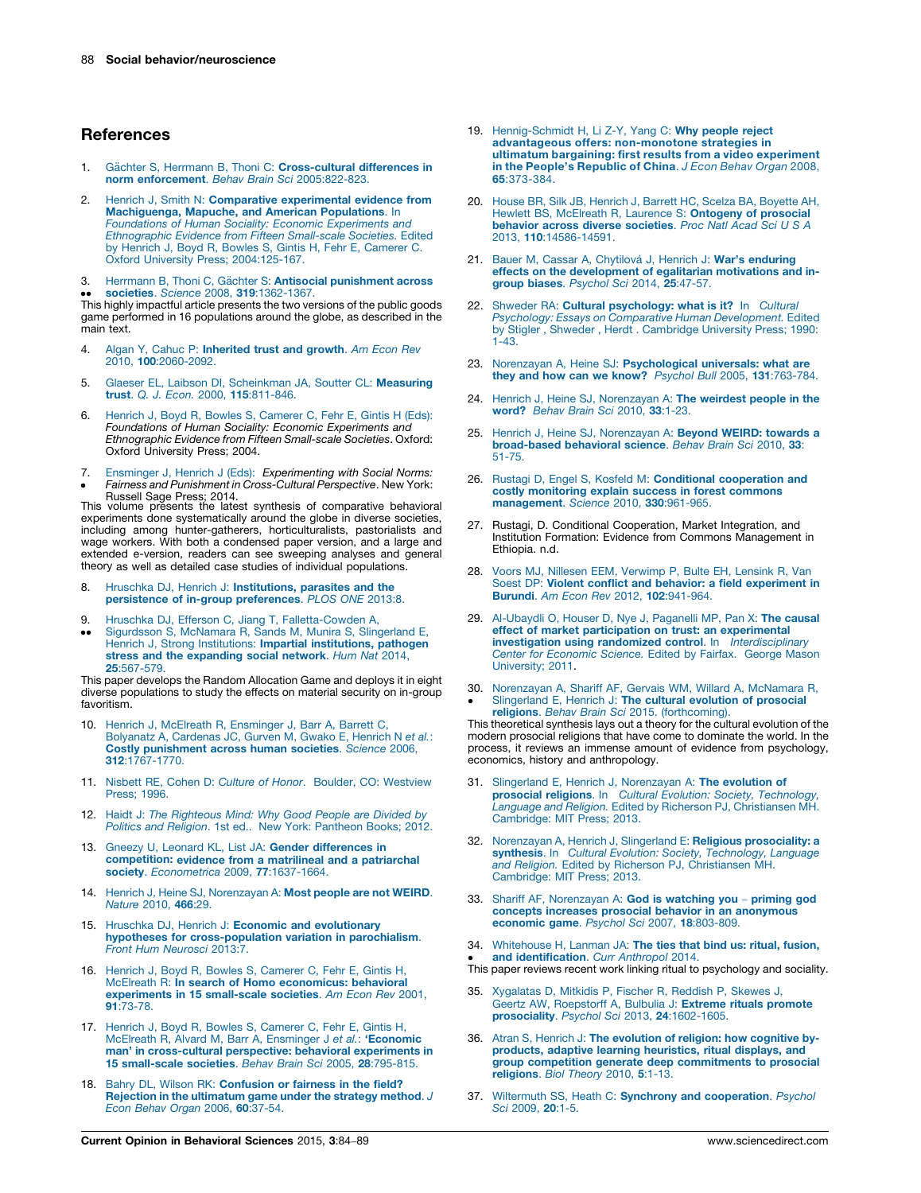## References

1. Gächter S, Herrmann B, Thoni C: **Cross-cultural differences in norm enforcement**. *Behav Brain Sci* 2005:822-823.

2. Henrich J, Smith N: **Comparative experimental evidence from Machiguenga, Mapuche, and American Populations**. In *Foundations of Human Sociality: Economic Experiments and Ethnographic Evidence from Fifteen Small-scale Societies.* Edited by Henrich J, Boyd R, Bowles S, Gintis H, Fehr E, Camerer C. Oxford University Press; 2004:125-167.

3. •• Herrmann B, Thoni C, Gächter S: **Antisocial punishment across societies**. *Science* 2008, **319**:1362-1367.
This highly impactful article presents the two versions of the public goods game performed in 16 populations around the globe, as described in the main text.

4. Algan Y, Cahuc P: **Inherited trust and growth**. *Am Econ Rev* 2010, **100**:2060-2092.

5. Glaeser EL, Laibson DI, Scheinkman JA, Soutter CL: **Measuring trust**. *Q. J. Econ.* 2000, **115**:811-846.

6. Henrich J, Boyd R, Bowles S, Camerer C, Fehr E, Gintis H (Eds): *Foundations of Human Sociality: Economic Experiments and Ethnographic Evidence from Fifteen Small-scale Societies*. Oxford: Oxford University Press; 2004.

7. • Ensminger J, Henrich J (Eds): *Experimenting with Social Norms: Fairness and Punishment in Cross-Cultural Perspective*. New York: Russell Sage Press; 2014.
This volume presents the latest synthesis of comparative behavioral experiments done systematically around the globe in diverse societies, including among hunter-gatherers, horticulturalists, pastoralists and wage workers. With both a condensed paper version, and a large and extended e-version, readers can see sweeping analyses and general theory as well as detailed case studies of individual populations.

8. Hruschka DJ, Henrich J: **Institutions, parasites and the persistence of in-group preferences**. *PLOS ONE* 2013:8.

9. •• Hruschka DJ, Efferson C, Jiang T, Falletta-Cowden A, Sigurdsson S, McNamara R, Sands M, Munira S, Slingerland E, Henrich J, Strong Institutions: **Impartial institutions, pathogen stress and the expanding social network**. *Hum Nat* 2014, **25**:567-579.
This paper develops the Random Allocation Game and deploys it in eight diverse populations to study the effects on material security on in-group favoritism.

10. Henrich J, McElreath R, Ensminger J, Barr A, Barrett C, Bolyanatz A, Cardenas JC, Gurven M, Gwako E, Henrich N *et al.*: **Costly punishment across human societies**. *Science* 2006, **312**:1767-1770.

11. Nisbett RE, Cohen D: *Culture of Honor*. Boulder, CO: Westview Press; 1996.

12. Haidt J: *The Righteous Mind: Why Good People are Divided by Politics and Religion*. 1st ed.. New York: Pantheon Books; 2012.

13. Gneezy U, Leonard KL, List JA: **Gender differences in competition: evidence from a matrilineal and a patriarchal society**. *Econometrica* 2009, **77**:1637-1664.

14. Henrich J, Heine SJ, Norenzayan A: **Most people are not WEIRD**. *Nature* 2010, **466**:29.

15. Hruschka DJ, Henrich J: **Economic and evolutionary hypotheses for cross-population variation in parochialism**. *Front Hum Neurosci* 2013:7.

16. Henrich J, Boyd R, Bowles S, Camerer C, Fehr E, Gintis H, McElreath R: **In search of Homo economicus: behavioral experiments in 15 small-scale societies**. *Am Econ Rev* 2001, **91**:73-78.

17. Henrich J, Boyd R, Bowles S, Camerer C, Fehr E, Gintis H, McElreath R, Alvard M, Barr A, Ensminger J *et al.*: **'Economic man' in cross-cultural perspective: behavioral experiments in 15 small-scale societies**. *Behav Brain Sci* 2005, **28**:795-815.

18. Bahry DL, Wilson RK: **Confusion or fairness in the field? Rejection in the ultimatum game under the strategy method**. *J Econ Behav Organ* 2006, **60**:37-54.

19. Hennig-Schmidt H, Li Z-Y, Yang C: **Why people reject advantageous offers: non-monotone strategies in ultimatum bargaining: first results from a video experiment in the People's Republic of China**. *J Econ Behav Organ* 2008, **65**:373-384.

20. House BR, Silk JB, Henrich J, Barrett HC, Scelza BA, Boyette AH, Hewlett BS, McElreath R, Laurence S: **Ontogeny of prosocial behavior across diverse societies**. *Proc Natl Acad Sci U S A* 2013, **110**:14586-14591.

21. Bauer M, Cassar A, Chytilová J, Henrich J: **War's enduring effects on the development of egalitarian motivations and in-group biases**. *Psychol Sci* 2014, **25**:47-57.

22. Shweder RA: **Cultural psychology: what is it?** In *Cultural Psychology: Essays on Comparative Human Development.* Edited by Stigler , Shweder , Herdt . Cambridge University Press; 1990: 1-43.

23. Norenzayan A, Heine SJ: **Psychological universals: what are they and how can we know?** *Psychol Bull* 2005, **131**:763-784.

24. Henrich J, Heine SJ, Norenzayan A: **The weirdest people in the word?** *Behav Brain Sci* 2010, **33**:1-23.

25. Henrich J, Heine SJ, Norenzayan A: **Beyond WEIRD: towards a broad-based behavioral science**. *Behav Brain Sci* 2010, **33**: 51-75.

26. Rustagi D, Engel S, Kosfeld M: **Conditional cooperation and costly monitoring explain success in forest commons management**. *Science* 2010, **330**:961-965.

27. Rustagi, D. Conditional Cooperation, Market Integration, and Institution Formation: Evidence from Commons Management in Ethiopia. n.d.

28. Voors MJ, Nillesen EEM, Verwimp P, Bulte EH, Lensink R, Van Soest DP: **Violent conflict and behavior: a field experiment in Burundi**. *Am Econ Rev* 2012, **102**:941-964.

29. Al-Ubaydli O, Houser D, Nye J, Paganelli MP, Pan X: **The causal effect of market participation on trust: an experimental investigation using randomized control**. In *Interdisciplinary Center for Economic Science.* Edited by Fairfax. George Mason University; 2011.

30. • Norenzayan A, Shariff AF, Gervais WM, Willard A, McNamara R, Slingerland E, Henrich J: **The cultural evolution of prosocial religions**. *Behav Brain Sci* 2015. (forthcoming).
This theoretical synthesis lays out a theory for the cultural evolution of the modern prosocial religions that have come to dominate the world. In the process, it reviews an immense amount of evidence from psychology, economics, history and anthropology.

31. Slingerland E, Henrich J, Norenzayan A: **The evolution of prosocial religions**. In *Cultural Evolution: Society, Technology, Language and Religion.* Edited by Richerson PJ, Christiansen MH. Cambridge: MIT Press; 2013.

32. Norenzayan A, Henrich J, Slingerland E: **Religious prosociality: a synthesis**. In *Cultural Evolution: Society, Technology, Language and Religion.* Edited by Richerson PJ, Christiansen MH. Cambridge: MIT Press; 2013.

33. Shariff AF, Norenzayan A: **God is watching you – priming god concepts increases prosocial behavior in an anonymous economic game**. *Psychol Sci* 2007, **18**:803-809.

34. • Whitehouse H, Lanman JA: **The ties that bind us: ritual, fusion, and identification**. *Curr Anthropol* 2014.
This paper reviews recent work linking ritual to psychology and sociality.

35. Xygalatas D, Mitkidis P, Fischer R, Reddish P, Skewes J, Geertz AW, Roepstorff A, Bulbulia J: **Extreme rituals promote prosociality**. *Psychol Sci* 2013, **24**:1602-1605.

36. Atran S, Henrich J: **The evolution of religion: how cognitive by-products, adaptive learning heuristics, ritual displays, and group competition generate deep commitments to prosocial religions**. *Biol Theory* 2010, **5**:1-13.

37. Wiltermuth SS, Heath C: **Synchrony and cooperation**. *Psychol Sci* 2009, **20**:1-5.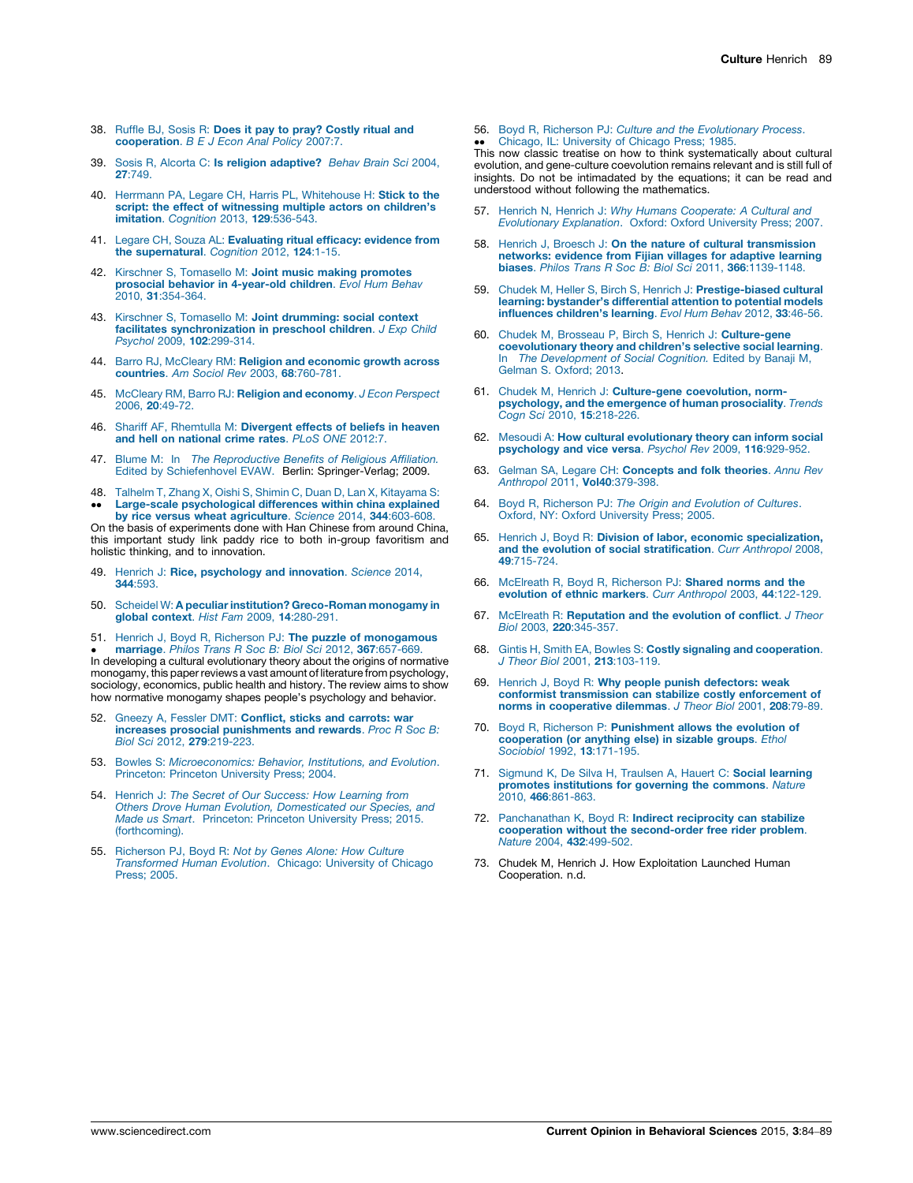38. Ruffle BJ, Sosis R: **Does it pay to pray? Costly ritual and cooperation**. *B E J Econ Anal Policy* 2007:7.

39. Sosis R, Alcorta C: **Is religion adaptive?** *Behav Brain Sci* 2004, **27**:749.

40. Herrmann PA, Legare CH, Harris PL, Whitehouse H: **Stick to the script: the effect of witnessing multiple actors on children's imitation**. *Cognition* 2013, **129**:536-543.

41. Legare CH, Souza AL: **Evaluating ritual efficacy: evidence from the supernatural**. *Cognition* 2012, **124**:1-15.

42. Kirschner S, Tomasello M: **Joint music making promotes prosocial behavior in 4-year-old children**. *Evol Hum Behav* 2010, **31**:354-364.

43. Kirschner S, Tomasello M: **Joint drumming: social context facilitates synchronization in preschool children**. *J Exp Child Psychol* 2009, **102**:299-314.

44. Barro RJ, McCleary RM: **Religion and economic growth across countries**. *Am Sociol Rev* 2003, **68**:760-781.

45. McCleary RM, Barro RJ: **Religion and economy**. *J Econ Perspect* 2006, **20**:49-72.

46. Shariff AF, Rhemtulla M: **Divergent effects of beliefs in heaven and hell on national crime rates**. *PLoS ONE* 2012:7.

47. Blume M: In *The Reproductive Benefits of Religious Affiliation*. Edited by Schiefenhovel EVAW. Berlin: Springer-Verlag; 2009.

48. •• Talhelm T, Zhang X, Oishi S, Shimin C, Duan D, Lan X, Kitayama S: **Large-scale psychological differences within china explained by rice versus wheat agriculture**. *Science* 2014, **344**:603-608.
On the basis of experiments done with Han Chinese from around China, this important study link paddy rice to both in-group favoritism and holistic thinking, and to innovation.

49. Henrich J: **Rice, psychology and innovation**. *Science* 2014, **344**:593.

50. Scheidel W: **A peculiar institution? Greco-Roman monogamy in global context**. *Hist Fam* 2009, **14**:280-291.

51. • Henrich J, Boyd R, Richerson PJ: **The puzzle of monogamous marriage**. *Philos Trans R Soc B: Biol Sci* 2012, **367**:657-669.
In developing a cultural evolutionary theory about the origins of normative monogamy, this paper reviews a vast amount of literature from psychology, sociology, economics, public health and history. The review aims to show how normative monogamy shapes people's psychology and behavior.

52. Gneezy A, Fessler DMT: **Conflict, sticks and carrots: war increases prosocial punishments and rewards**. *Proc R Soc B: Biol Sci* 2012, **279**:219-223.

53. Bowles S: *Microeconomics: Behavior, Institutions, and Evolution*. Princeton: Princeton University Press; 2004.

54. Henrich J: *The Secret of Our Success: How Learning from Others Drove Human Evolution, Domesticated our Species, and Made us Smart*. Princeton: Princeton University Press; 2015. (forthcoming).

55. Richerson PJ, Boyd R: *Not by Genes Alone: How Culture Transformed Human Evolution*. Chicago: University of Chicago Press; 2005.

56. •• Boyd R, Richerson PJ: *Culture and the Evolutionary Process*. Chicago, IL: University of Chicago Press; 1985.
This now classic treatise on how to think systematically about cultural evolution, and gene-culture coevolution remains relevant and is still full of insights. Do not be intimadated by the equations; it can be read and understood without following the mathematics.

57. Henrich N, Henrich J: *Why Humans Cooperate: A Cultural and Evolutionary Explanation*. Oxford: Oxford University Press; 2007.

58. Henrich J, Broesch J: **On the nature of cultural transmission networks: evidence from Fijian villages for adaptive learning biases**. *Philos Trans R Soc B: Biol Sci* 2011, **366**:1139-1148.

59. Chudek M, Heller S, Birch S, Henrich J: **Prestige-biased cultural learning: bystander's differential attention to potential models influences children's learning**. *Evol Hum Behav* 2012, **33**:46-56.

60. Chudek M, Brosseau P, Birch S, Henrich J: **Culture-gene coevolutionary theory and children's selective social learning**. In *The Development of Social Cognition*. Edited by Banaji M, Gelman S. Oxford; 2013.

61. Chudek M, Henrich J: **Culture-gene coevolution, norm-psychology, and the emergence of human prosociality**. *Trends Cogn Sci* 2010, **15**:218-226.

62. Mesoudi A: **How cultural evolutionary theory can inform social psychology and vice versa**. *Psychol Rev* 2009, **116**:929-952.

63. Gelman SA, Legare CH: **Concepts and folk theories**. *Annu Rev Anthropol* 2011, **Vol40**:379-398.

64. Boyd R, Richerson PJ: *The Origin and Evolution of Cultures*. Oxford, NY: Oxford University Press; 2005.

65. Henrich J, Boyd R: **Division of labor, economic specialization, and the evolution of social stratification**. *Curr Anthropol* 2008, **49**:715-724.

66. McElreath R, Boyd R, Richerson PJ: **Shared norms and the evolution of ethnic markers**. *Curr Anthropol* 2003, **44**:122-129.

67. McElreath R: **Reputation and the evolution of conflict**. *J Theor Biol* 2003, **220**:345-357.

68. Gintis H, Smith EA, Bowles S: **Costly signaling and cooperation**. *J Theor Biol* 2001, **213**:103-119.

69. Henrich J, Boyd R: **Why people punish defectors: weak conformist transmission can stabilize costly enforcement of norms in cooperative dilemmas**. *J Theor Biol* 2001, **208**:79-89.

70. Boyd R, Richerson P: **Punishment allows the evolution of cooperation (or anything else) in sizable groups**. *Ethol Sociobiol* 1992, **13**:171-195.

71. Sigmund K, De Silva H, Traulsen A, Hauert C: **Social learning promotes institutions for governing the commons**. *Nature* 2010, **466**:861-863.

72. Panchanathan K, Boyd R: **Indirect reciprocity can stabilize cooperation without the second-order free rider problem**. *Nature* 2004, **432**:499-502.

73. Chudek M, Henrich J. How Exploitation Launched Human Cooperation. n.d.